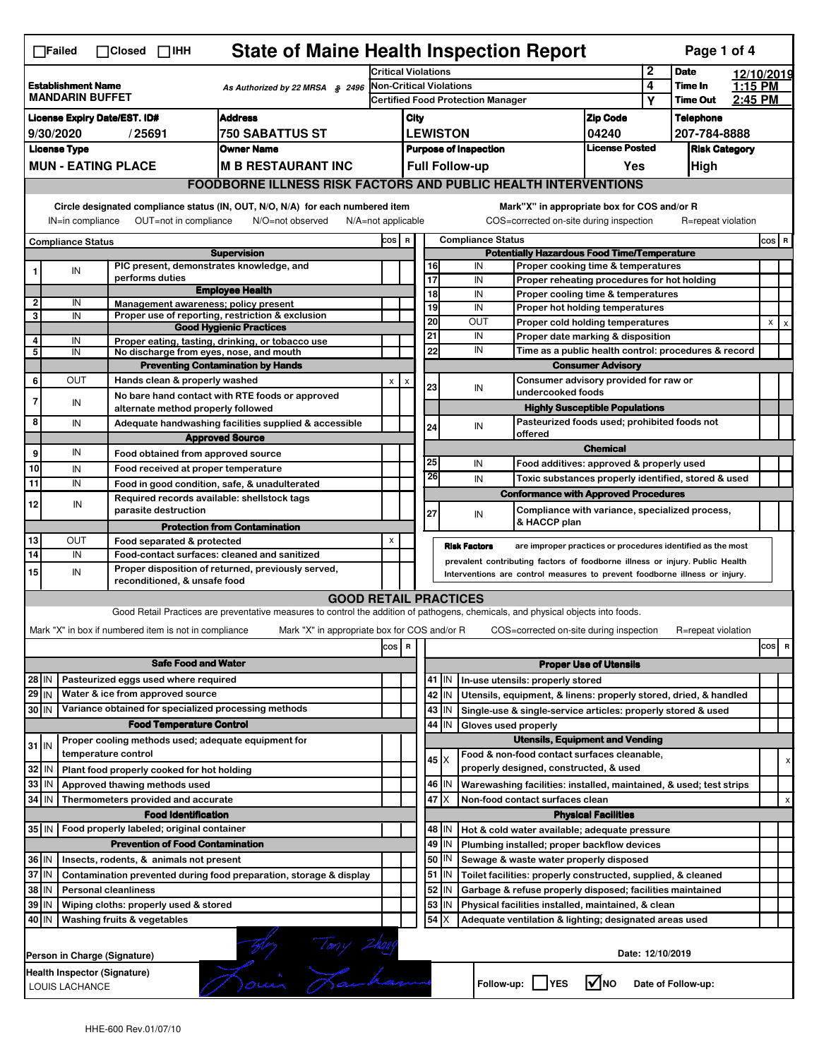☐Failed ☐Closed ☐IHH

# State of Maine Health Inspection Report

| Establishment Name | As Authorized by 22 MRSA § 2496 | Critical Violations | 2 | Date | 12/10/2019 |
|---|---|---|---|---|---|
| MANDARIN BUFFET | | Non-Critical Violations | 4 | Time In | 1:15 PM |
| | | Certified Food Protection Manager | Y | Time Out | 2:45 PM |

| License Expiry Date/EST. ID# | Address | City | Zip Code | Telephone |
|---|---|---|---|---|
| 9/30/2020 / 25691 | 750 SABATTUS ST | LEWISTON | 04240 | 207-784-8888 |

| License Type | Owner Name | Purpose of Inspection | License Posted | Risk Category |
|---|---|---|---|---|
| MUN - EATING PLACE | M B RESTAURANT INC | Full Follow-up | Yes | High |

## FOODBORNE ILLNESS RISK FACTORS AND PUBLIC HEALTH INTERVENTIONS

Circle designated compliance status (IN, OUT, N/O, N/A) for each numbered item
IN=in compliance OUT=not in compliance N/O=not observed N/A=not applicable

Mark "X" in appropriate box for COS and/or R
COS=corrected on-site during inspection R=repeat violation

| # | Compliance Status | | COS | R |
|---|---|---|---|---|
| | **Supervision** | | | |
| 1 | IN | PIC present, demonstrates knowledge, and performs duties | | |
| | **Employee Health** | | | |
| 2 | IN | Management awareness; policy present | | |
| 3 | IN | Proper use of reporting, restriction & exclusion | | |
| | **Good Hygienic Practices** | | | |
| 4 | IN | Proper eating, tasting, drinking, or tobacco use | | |
| 5 | IN | No discharge from eyes, nose, and mouth | | |
| | **Preventing Contamination by Hands** | | | |
| 6 | OUT | Hands clean & properly washed | x | x |
| 7 | IN | No bare hand contact with RTE foods or approved alternate method properly followed | | |
| 8 | IN | Adequate handwashing facilities supplied & accessible | | |
| | **Approved Source** | | | |
| 9 | IN | Food obtained from approved source | | |
| 10 | IN | Food received at proper temperature | | |
| 11 | IN | Food in good condition, safe, & unadulterated | | |
| 12 | IN | Required records available: shellstock tags parasite destruction | | |
| | **Protection from Contamination** | | | |
| 13 | OUT | Food separated & protected | x | |
| 14 | IN | Food-contact surfaces: cleaned and sanitized | | |
| 15 | IN | Proper disposition of returned, previously served, reconditioned, & unsafe food | | |
| | **Potentially Hazardous Food Time/Temperature** | | | |
| 16 | IN | Proper cooking time & temperatures | | |
| 17 | IN | Proper reheating procedures for hot holding | | |
| 18 | IN | Proper cooling time & temperatures | | |
| 19 | IN | Proper hot holding temperatures | | |
| 20 | OUT | Proper cold holding temperatures | x | x |
| 21 | IN | Proper date marking & disposition | | |
| 22 | IN | Time as a public health control: procedures & record | | |
| | **Consumer Advisory** | | | |
| 23 | IN | Consumer advisory provided for raw or undercooked foods | | |
| | **Highly Susceptible Populations** | | | |
| 24 | IN | Pasteurized foods used; prohibited foods not offered | | |
| | **Chemical** | | | |
| 25 | IN | Food additives: approved & properly used | | |
| 26 | IN | Toxic substances properly identified, stored & used | | |
| | **Conformance with Approved Procedures** | | | |
| 27 | IN | Compliance with variance, specialized process, & HACCP plan | | |

**Risk Factors** are improper practices or procedures identified as the most prevalent contributing factors of foodborne illness or injury. Public Health Interventions are control measures to prevent foodborne illness or injury.

## GOOD RETAIL PRACTICES

Good Retail Practices are preventative measures to control the addition of pathogens, chemicals, and physical objects into foods.

Mark "X" in box if numbered item is not in compliance Mark "X" in appropriate box for COS and/or R COS=corrected on-site during inspection R=repeat violation

| # | | | COS | R |
|---|---|---|---|---|
| | | **Safe Food and Water** | | |
| 28 | IN | Pasteurized eggs used where required | | |
| 29 | IN | Water & ice from approved source | | |
| 30 | IN | Variance obtained for specialized processing methods | | |
| | | **Food Temperature Control** | | |
| 31 | IN | Proper cooling methods used; adequate equipment for temperature control | | |
| 32 | IN | Plant food properly cooked for hot holding | | |
| 33 | IN | Approved thawing methods used | | |
| 34 | IN | Thermometers provided and accurate | | |
| | | **Food Identification** | | |
| 35 | IN | Food properly labeled; original container | | |
| | | **Prevention of Food Contamination** | | |
| 36 | IN | Insects, rodents, & animals not present | | |
| 37 | IN | Contamination prevented during food preparation, storage & display | | |
| 38 | IN | Personal cleanliness | | |
| 39 | IN | Wiping cloths: properly used & stored | | |
| 40 | IN | Washing fruits & vegetables | | |
| | | **Proper Use of Utensils** | | |
| 41 | IN | In-use utensils: properly stored | | |
| 42 | IN | Utensils, equipment, & linens: properly stored, dried, & handled | | |
| 43 | IN | Single-use & single-service articles: properly stored & used | | |
| 44 | IN | Gloves used properly | | |
| | | **Utensils, Equipment and Vending** | | |
| 45 | X | Food & non-food contact surfaces cleanable, properly designed, constructed, & used | | x |
| 46 | IN | Warewashing facilities: installed, maintained, & used; test strips | | |
| 47 | X | Non-food contact surfaces clean | | x |
| | | **Physical Facilities** | | |
| 48 | IN | Hot & cold water available; adequate pressure | | |
| 49 | IN | Plumbing installed; proper backflow devices | | |
| 50 | IN | Sewage & waste water properly disposed | | |
| 51 | IN | Toilet facilities: properly constructed, supplied, & cleaned | | |
| 52 | IN | Garbage & refuse properly disposed; facilities maintained | | |
| 53 | IN | Physical facilities installed, maintained, & clean | | |
| 54 | X | Adequate ventilation & lighting; designated areas used | | |

Person in Charge (Signature): Tony Zhang

Date: 12/10/2019

Health Inspector (Signature): LOUIS LACHANCE

Follow-up: ☐ YES ☑ NO Date of Follow-up:

HHE-600 Rev.01/07/10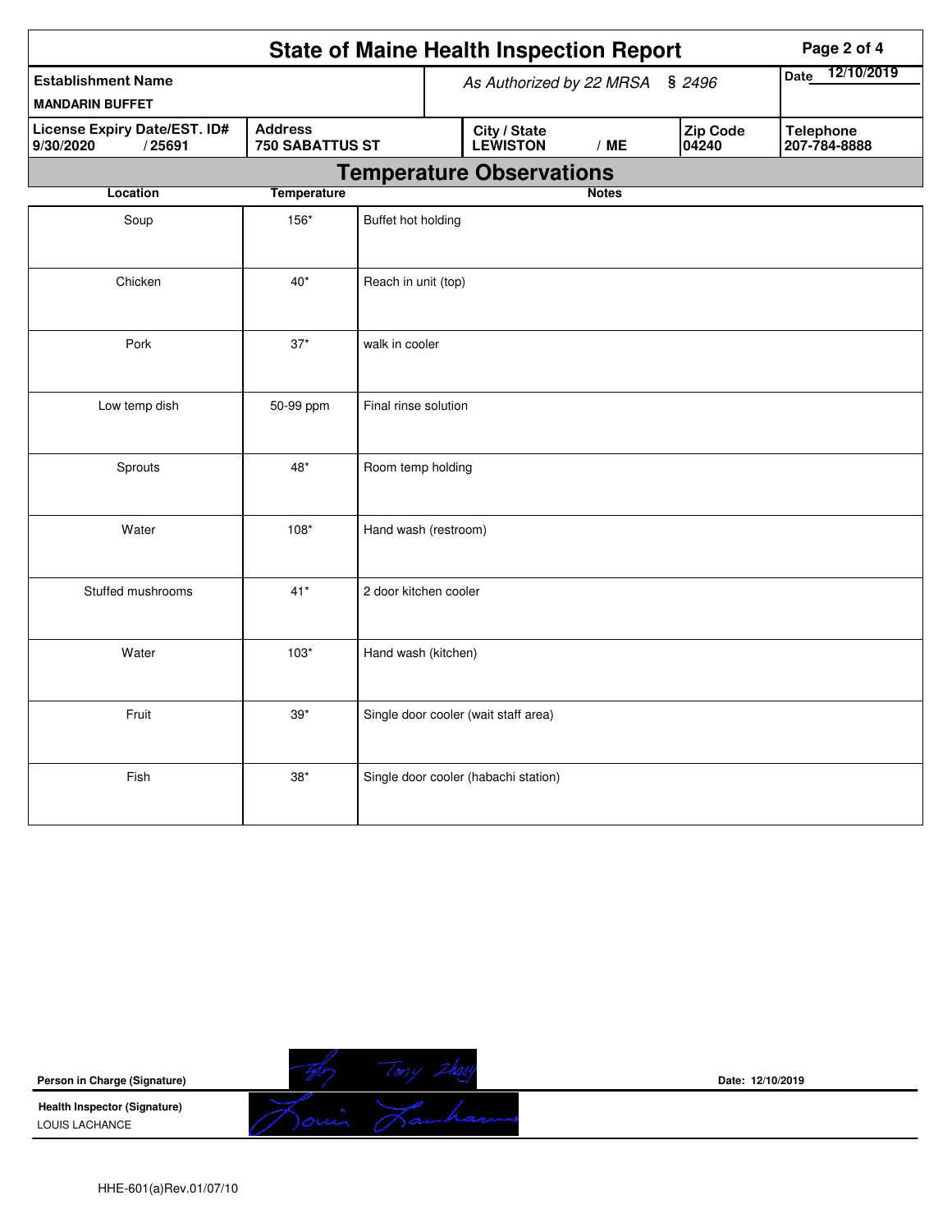# State of Maine Health Inspection Report

| Establishment Name | As Authorized by 22 MRSA § 2496 | | | Date 12/10/2019 |
|---|---|---|---|---|
| MANDARIN BUFFET | | | | |
| **License Expiry Date/EST. ID#** 9/30/2020 / 25691 | **Address** 750 SABATTUS ST | **City / State** LEWISTON / ME | **Zip Code** 04240 | **Telephone** 207-784-8888 |

## Temperature Observations

| Location | Temperature | Notes |
|---|---|---|
| Soup | 156* | Buffet hot holding |
| Chicken | 40* | Reach in unit (top) |
| Pork | 37* | walk in cooler |
| Low temp dish | 50-99 ppm | Final rinse solution |
| Sprouts | 48* | Room temp holding |
| Water | 108* | Hand wash (restroom) |
| Stuffed mushrooms | 41* | 2 door kitchen cooler |
| Water | 103* | Hand wash (kitchen) |
| Fruit | 39* | Single door cooler (wait staff area) |
| Fish | 38* | Single door cooler (habachi station) |

**Person in Charge (Signature)** Tony Zhang    **Date:** 12/10/2019

**Health Inspector (Signature)**
LOUIS LACHANCE

HHE-601(a)Rev.01/07/10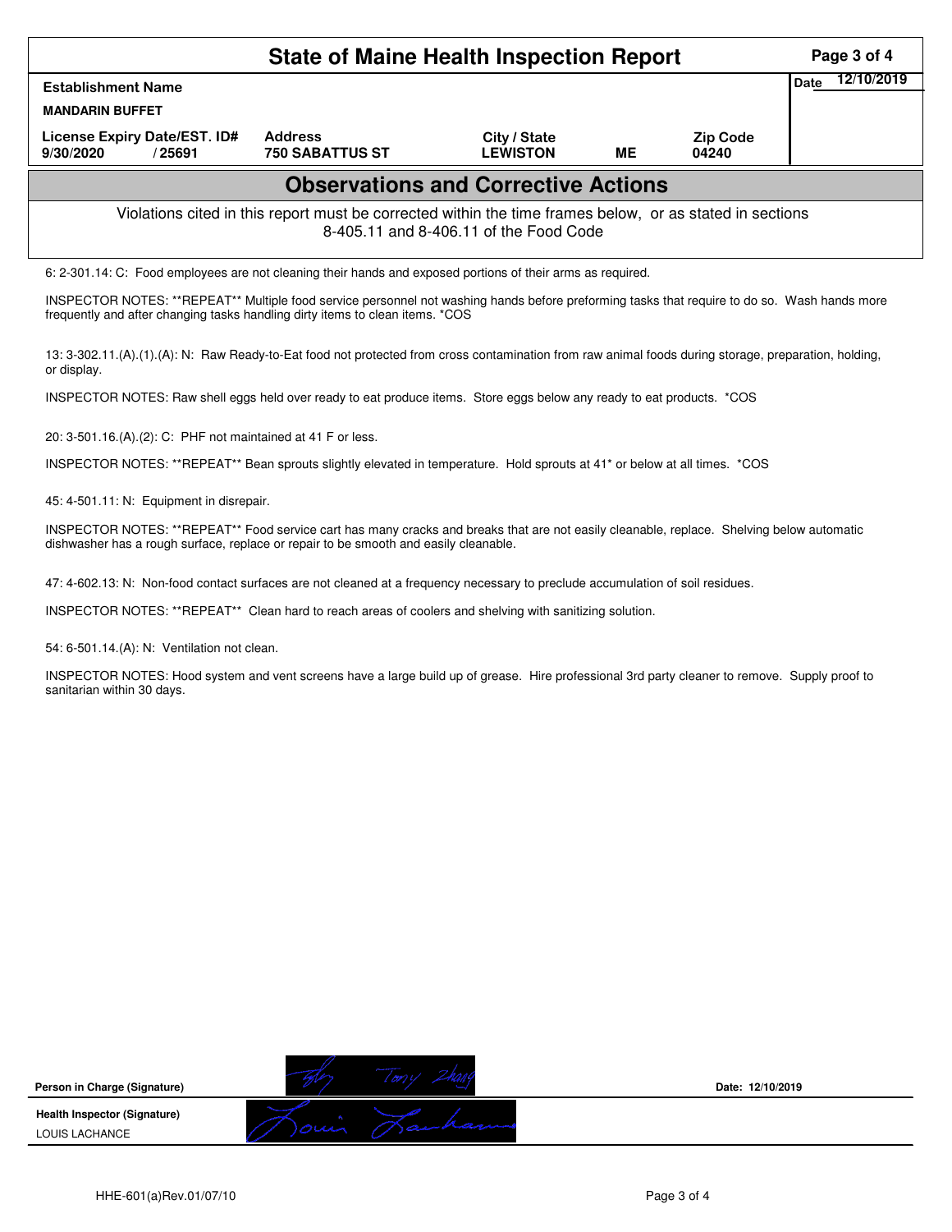# State of Maine Health Inspection Report

| Establishment Name | | | | | Date 12/10/2019 |
|---|---|---|---|---|---|
| MANDARIN BUFFET | | | | | |
| License Expiry Date/EST. ID# | Address | City / State | | Zip Code | |
| 9/30/2020 / 25691 | 750 SABATTUS ST | LEWISTON | ME | 04240 | |

## Observations and Corrective Actions

Violations cited in this report must be corrected within the time frames below, or as stated in sections 8-405.11 and 8-406.11 of the Food Code

6: 2-301.14: C: Food employees are not cleaning their hands and exposed portions of their arms as required.

INSPECTOR NOTES: **REPEAT** Multiple food service personnel not washing hands before preforming tasks that require to do so. Wash hands more frequently and after changing tasks handling dirty items to clean items. *COS

13: 3-302.11.(A).(1).(A): N: Raw Ready-to-Eat food not protected from cross contamination from raw animal foods during storage, preparation, holding, or display.

INSPECTOR NOTES: Raw shell eggs held over ready to eat produce items. Store eggs below any ready to eat products. *COS

20: 3-501.16.(A).(2): C: PHF not maintained at 41 F or less.

INSPECTOR NOTES: **REPEAT** Bean sprouts slightly elevated in temperature. Hold sprouts at 41* or below at all times. *COS

45: 4-501.11: N: Equipment in disrepair.

INSPECTOR NOTES: **REPEAT** Food service cart has many cracks and breaks that are not easily cleanable, replace. Shelving below automatic dishwasher has a rough surface, replace or repair to be smooth and easily cleanable.

47: 4-602.13: N: Non-food contact surfaces are not cleaned at a frequency necessary to preclude accumulation of soil residues.

INSPECTOR NOTES: **REPEAT** Clean hard to reach areas of coolers and shelving with sanitizing solution.

54: 6-501.14.(A): N: Ventilation not clean.

INSPECTOR NOTES: Hood system and vent screens have a large build up of grease. Hire professional 3rd party cleaner to remove. Supply proof to sanitarian within 30 days.

**Person in Charge (Signature)** Tony Zhang — Date: 12/10/2019

**Health Inspector (Signature)** Louis Lachance

LOUIS LACHANCE

HHE-601(a)Rev.01/07/10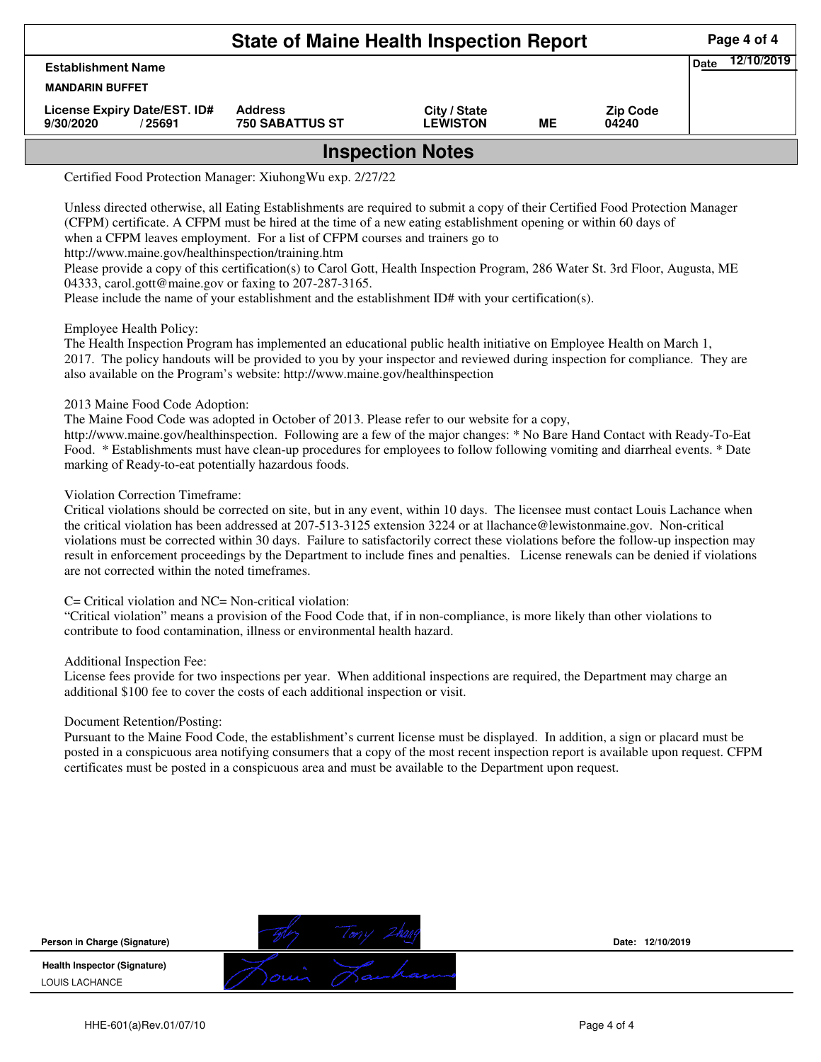# State of Maine Health Inspection Report

| Establishment Name | | | | | Date 12/10/2019 |
|---|---|---|---|---|---|
| MANDARIN BUFFET | | | | | |
| License Expiry Date/EST. ID# | Address | City / State | | Zip Code | |
| 9/30/2020 / 25691 | 750 SABATTUS ST | LEWISTON | ME | 04240 | |

## Inspection Notes

Certified Food Protection Manager: XiuhongWu exp. 2/27/22

Unless directed otherwise, all Eating Establishments are required to submit a copy of their Certified Food Protection Manager (CFPM) certificate. A CFPM must be hired at the time of a new eating establishment opening or within 60 days of when a CFPM leaves employment. For a list of CFPM courses and trainers go to http://www.maine.gov/healthinspection/training.htm
Please provide a copy of this certification(s) to Carol Gott, Health Inspection Program, 286 Water St. 3rd Floor, Augusta, ME 04333, carol.gott@maine.gov or faxing to 207-287-3165.
Please include the name of your establishment and the establishment ID# with your certification(s).

Employee Health Policy:
The Health Inspection Program has implemented an educational public health initiative on Employee Health on March 1, 2017. The policy handouts will be provided to you by your inspector and reviewed during inspection for compliance. They are also available on the Program's website: http://www.maine.gov/healthinspection

2013 Maine Food Code Adoption:
The Maine Food Code was adopted in October of 2013. Please refer to our website for a copy, http://www.maine.gov/healthinspection. Following are a few of the major changes: * No Bare Hand Contact with Ready-To-Eat Food. * Establishments must have clean-up procedures for employees to follow following vomiting and diarrheal events. * Date marking of Ready-to-eat potentially hazardous foods.

Violation Correction Timeframe:
Critical violations should be corrected on site, but in any event, within 10 days. The licensee must contact Louis Lachance when the critical violation has been addressed at 207-513-3125 extension 3224 or at llachance@lewistonmaine.gov. Non-critical violations must be corrected within 30 days. Failure to satisfactorily correct these violations before the follow-up inspection may result in enforcement proceedings by the Department to include fines and penalties. License renewals can be denied if violations are not corrected within the noted timeframes.

C= Critical violation and NC= Non-critical violation:
"Critical violation" means a provision of the Food Code that, if in non-compliance, is more likely than other violations to contribute to food contamination, illness or environmental health hazard.

Additional Inspection Fee:
License fees provide for two inspections per year. When additional inspections are required, the Department may charge an additional $100 fee to cover the costs of each additional inspection or visit.

Document Retention/Posting:
Pursuant to the Maine Food Code, the establishment's current license must be displayed. In addition, a sign or placard must be posted in a conspicuous area notifying consumers that a copy of the most recent inspection report is available upon request. CFPM certificates must be posted in a conspicuous area and must be available to the Department upon request.

Person in Charge (Signature): Tony Zhang — Date: 12/10/2019

Health Inspector (Signature): LOUIS LACHANCE — Louis Lachance

HHE-601(a)Rev.01/07/10